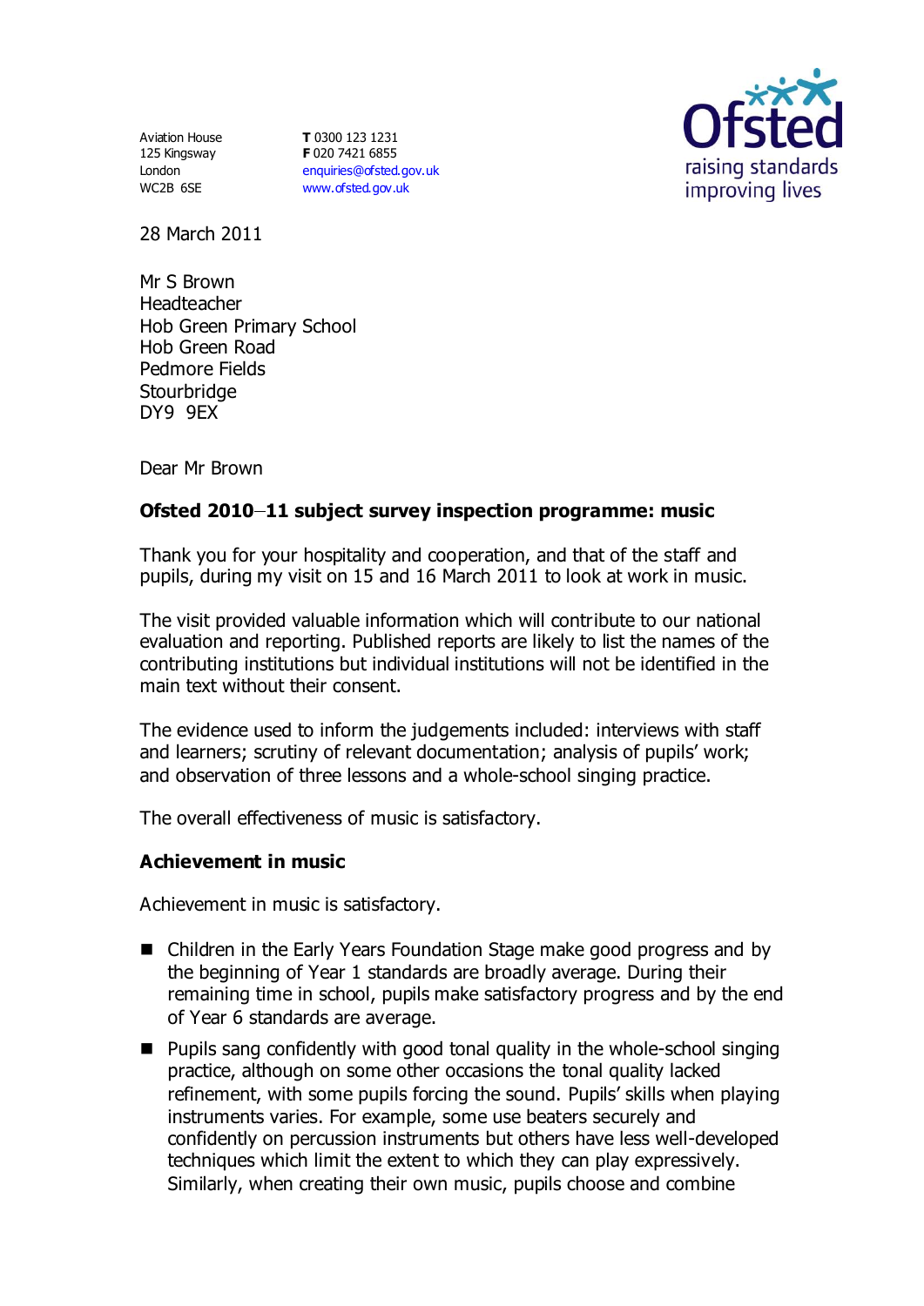Aviation House
125 Kingsway
London
WC2B 6SE

**T** 0300 123 1231
**F** 020 7421 6855
enquiries@ofsted.gov.uk
www.ofsted.gov.uk

28 March 2011

Mr S Brown
Headteacher
Hob Green Primary School
Hob Green Road
Pedmore Fields
Stourbridge
DY9 9EX

Dear Mr Brown

**Ofsted 2010–11 subject survey inspection programme: music**

Thank you for your hospitality and cooperation, and that of the staff and pupils, during my visit on 15 and 16 March 2011 to look at work in music.

The visit provided valuable information which will contribute to our national evaluation and reporting. Published reports are likely to list the names of the contributing institutions but individual institutions will not be identified in the main text without their consent.

The evidence used to inform the judgements included: interviews with staff and learners; scrutiny of relevant documentation; analysis of pupils' work; and observation of three lessons and a whole-school singing practice.

The overall effectiveness of music is satisfactory.

**Achievement in music**

Achievement in music is satisfactory.

- Children in the Early Years Foundation Stage make good progress and by the beginning of Year 1 standards are broadly average. During their remaining time in school, pupils make satisfactory progress and by the end of Year 6 standards are average.
- Pupils sang confidently with good tonal quality in the whole-school singing practice, although on some other occasions the tonal quality lacked refinement, with some pupils forcing the sound. Pupils' skills when playing instruments varies. For example, some use beaters securely and confidently on percussion instruments but others have less well-developed techniques which limit the extent to which they can play expressively. Similarly, when creating their own music, pupils choose and combine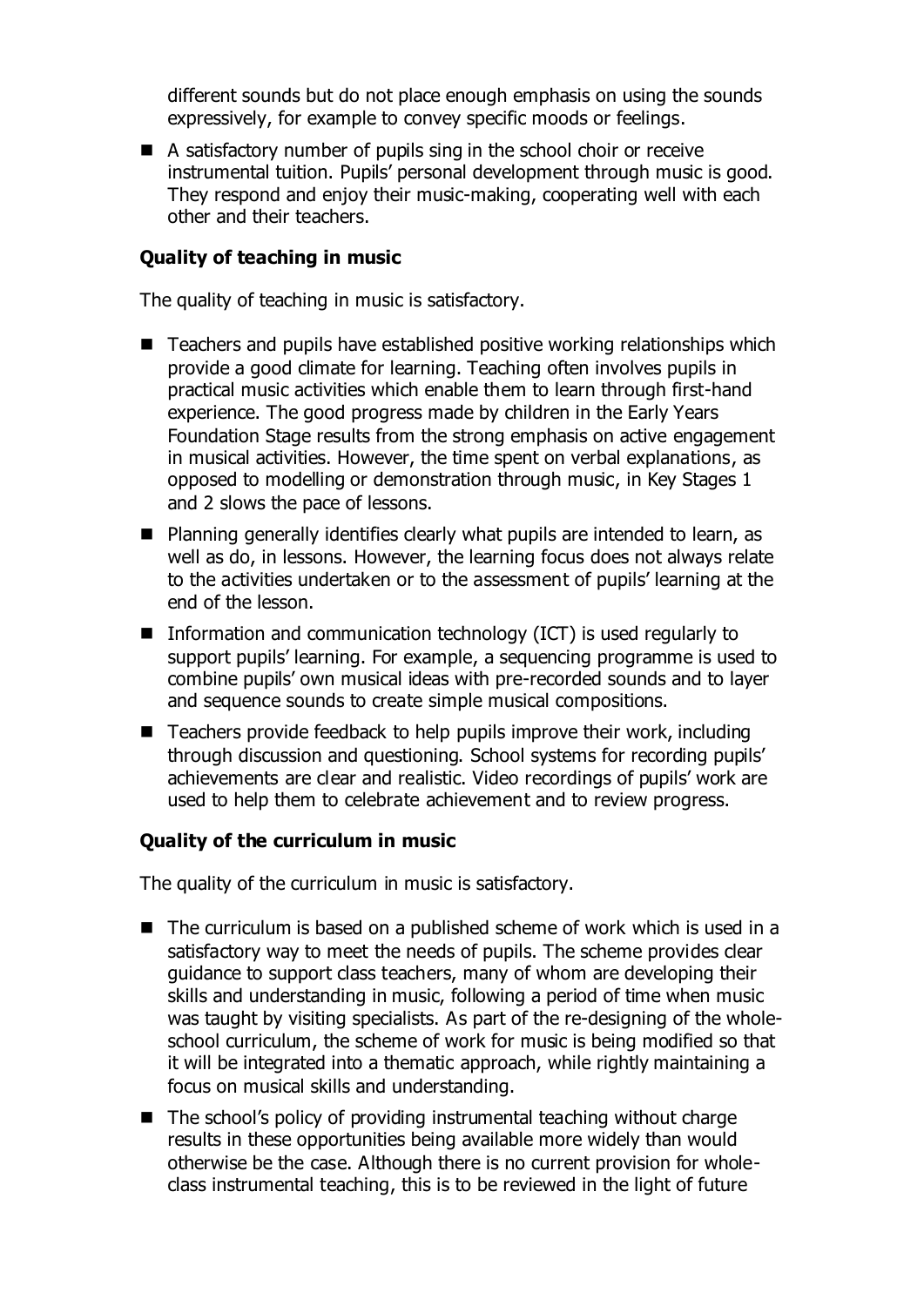different sounds but do not place enough emphasis on using the sounds expressively, for example to convey specific moods or feelings.

- A satisfactory number of pupils sing in the school choir or receive instrumental tuition. Pupils' personal development through music is good. They respond and enjoy their music-making, cooperating well with each other and their teachers.

**Quality of teaching in music**

The quality of teaching in music is satisfactory.

- Teachers and pupils have established positive working relationships which provide a good climate for learning. Teaching often involves pupils in practical music activities which enable them to learn through first-hand experience. The good progress made by children in the Early Years Foundation Stage results from the strong emphasis on active engagement in musical activities. However, the time spent on verbal explanations, as opposed to modelling or demonstration through music, in Key Stages 1 and 2 slows the pace of lessons.
- Planning generally identifies clearly what pupils are intended to learn, as well as do, in lessons. However, the learning focus does not always relate to the activities undertaken or to the assessment of pupils' learning at the end of the lesson.
- Information and communication technology (ICT) is used regularly to support pupils' learning. For example, a sequencing programme is used to combine pupils' own musical ideas with pre-recorded sounds and to layer and sequence sounds to create simple musical compositions.
- Teachers provide feedback to help pupils improve their work, including through discussion and questioning. School systems for recording pupils' achievements are clear and realistic. Video recordings of pupils' work are used to help them to celebrate achievement and to review progress.

**Quality of the curriculum in music**

The quality of the curriculum in music is satisfactory.

- The curriculum is based on a published scheme of work which is used in a satisfactory way to meet the needs of pupils. The scheme provides clear guidance to support class teachers, many of whom are developing their skills and understanding in music, following a period of time when music was taught by visiting specialists. As part of the re-designing of the whole-school curriculum, the scheme of work for music is being modified so that it will be integrated into a thematic approach, while rightly maintaining a focus on musical skills and understanding.
- The school's policy of providing instrumental teaching without charge results in these opportunities being available more widely than would otherwise be the case. Although there is no current provision for whole-class instrumental teaching, this is to be reviewed in the light of future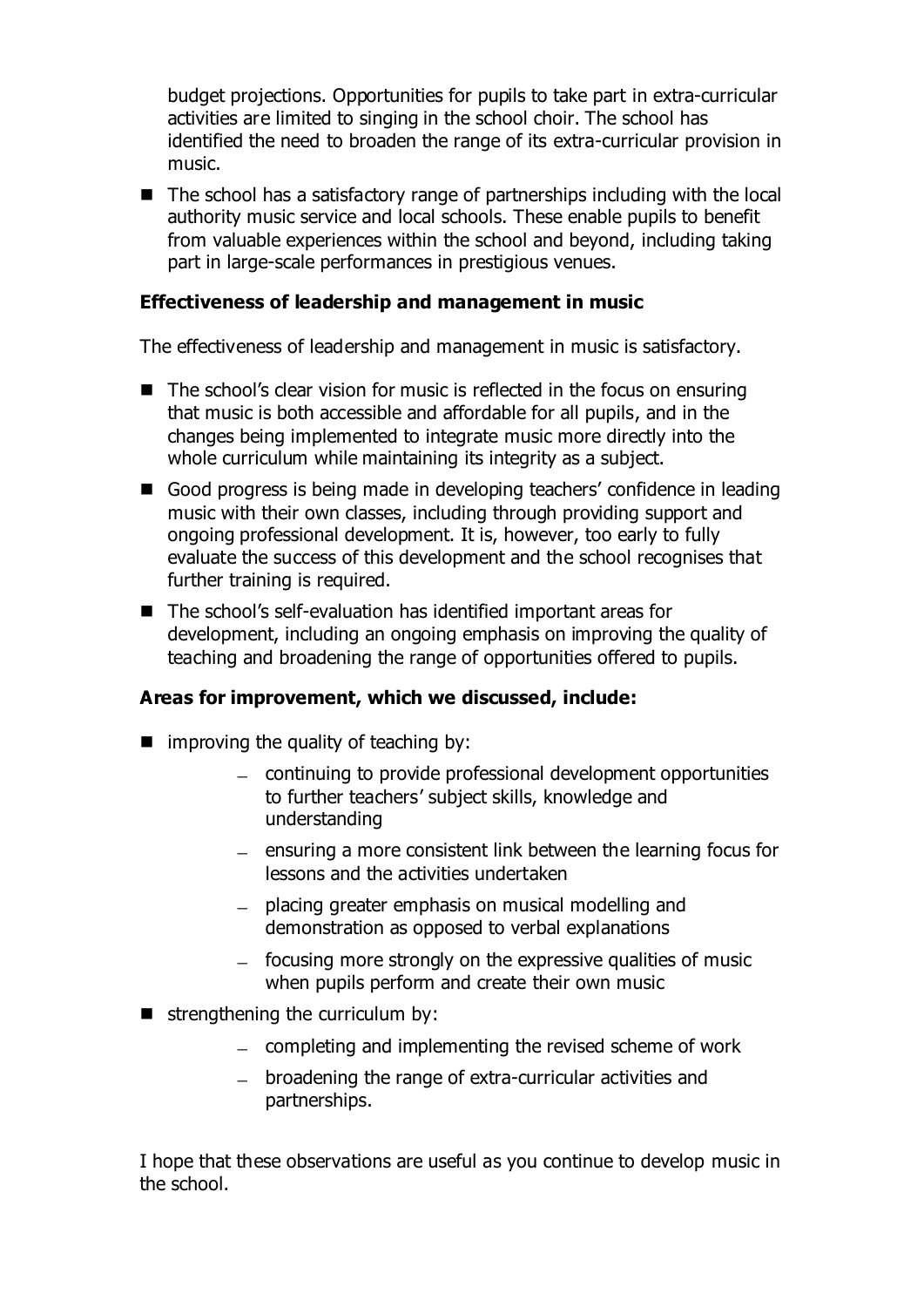budget projections. Opportunities for pupils to take part in extra-curricular activities are limited to singing in the school choir. The school has identified the need to broaden the range of its extra-curricular provision in music.

- The school has a satisfactory range of partnerships including with the local authority music service and local schools. These enable pupils to benefit from valuable experiences within the school and beyond, including taking part in large-scale performances in prestigious venues.

**Effectiveness of leadership and management in music**

The effectiveness of leadership and management in music is satisfactory.

- The school's clear vision for music is reflected in the focus on ensuring that music is both accessible and affordable for all pupils, and in the changes being implemented to integrate music more directly into the whole curriculum while maintaining its integrity as a subject.
- Good progress is being made in developing teachers' confidence in leading music with their own classes, including through providing support and ongoing professional development. It is, however, too early to fully evaluate the success of this development and the school recognises that further training is required.
- The school's self-evaluation has identified important areas for development, including an ongoing emphasis on improving the quality of teaching and broadening the range of opportunities offered to pupils.

**Areas for improvement, which we discussed, include:**

- improving the quality of teaching by:
  - continuing to provide professional development opportunities to further teachers' subject skills, knowledge and understanding
  - ensuring a more consistent link between the learning focus for lessons and the activities undertaken
  - placing greater emphasis on musical modelling and demonstration as opposed to verbal explanations
  - focusing more strongly on the expressive qualities of music when pupils perform and create their own music
- strengthening the curriculum by:
  - completing and implementing the revised scheme of work
  - broadening the range of extra-curricular activities and partnerships.

I hope that these observations are useful as you continue to develop music in the school.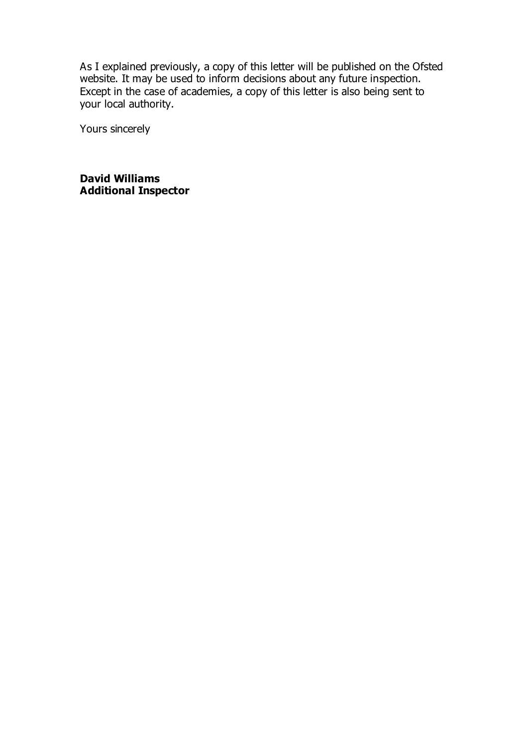As I explained previously, a copy of this letter will be published on the Ofsted website. It may be used to inform decisions about any future inspection. Except in the case of academies, a copy of this letter is also being sent to your local authority.

Yours sincerely

**David Williams**
**Additional Inspector**